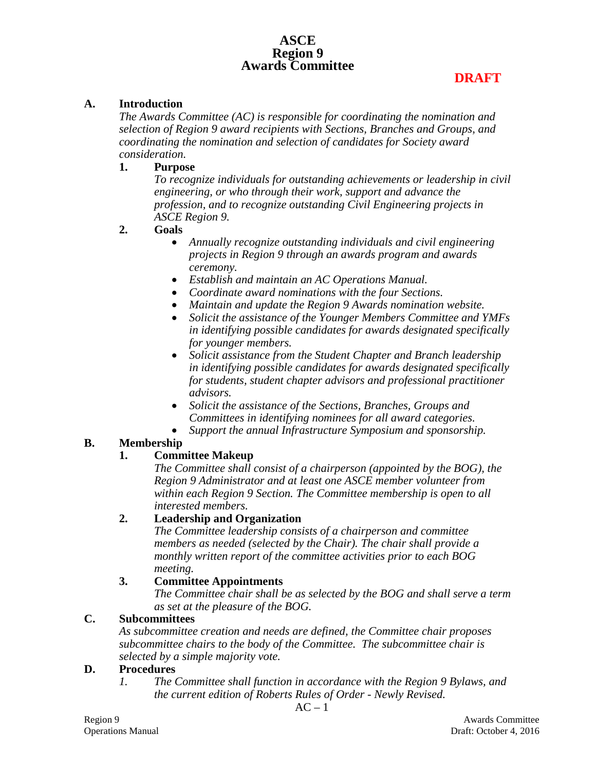# ASCE
# Region 9
# Awards Committee

**DRAFT**

## A. Introduction

*The Awards Committee (AC) is responsible for coordinating the nomination and selection of Region 9 award recipients with Sections, Branches and Groups, and coordinating the nomination and selection of candidates for Society award consideration.*

### 1. Purpose

*To recognize individuals for outstanding achievements or leadership in civil engineering, or who through their work, support and advance the profession, and to recognize outstanding Civil Engineering projects in ASCE Region 9.*

### 2. Goals

- *Annually recognize outstanding individuals and civil engineering projects in Region 9 through an awards program and awards ceremony.*
- *Establish and maintain an AC Operations Manual.*
- *Coordinate award nominations with the four Sections.*
- *Maintain and update the Region 9 Awards nomination website.*
- *Solicit the assistance of the Younger Members Committee and YMFs in identifying possible candidates for awards designated specifically for younger members.*
- *Solicit assistance from the Student Chapter and Branch leadership in identifying possible candidates for awards designated specifically for students, student chapter advisors and professional practitioner advisors.*
- *Solicit the assistance of the Sections, Branches, Groups and Committees in identifying nominees for all award categories.*
- *Support the annual Infrastructure Symposium and sponsorship.*

## B. Membership

### 1. Committee Makeup

*The Committee shall consist of a chairperson (appointed by the BOG), the Region 9 Administrator and at least one ASCE member volunteer from within each Region 9 Section. The Committee membership is open to all interested members.*

### 2. Leadership and Organization

*The Committee leadership consists of a chairperson and committee members as needed (selected by the Chair). The chair shall provide a monthly written report of the committee activities prior to each BOG meeting.*

### 3. Committee Appointments

*The Committee chair shall be as selected by the BOG and shall serve a term as set at the pleasure of the BOG.*

## C. Subcommittees

*As subcommittee creation and needs are defined, the Committee chair proposes subcommittee chairs to the body of the Committee. The subcommittee chair is selected by a simple majority vote.*

## D. Procedures

1. *The Committee shall function in accordance with the Region 9 Bylaws, and the current edition of Roberts Rules of Order - Newly Revised.*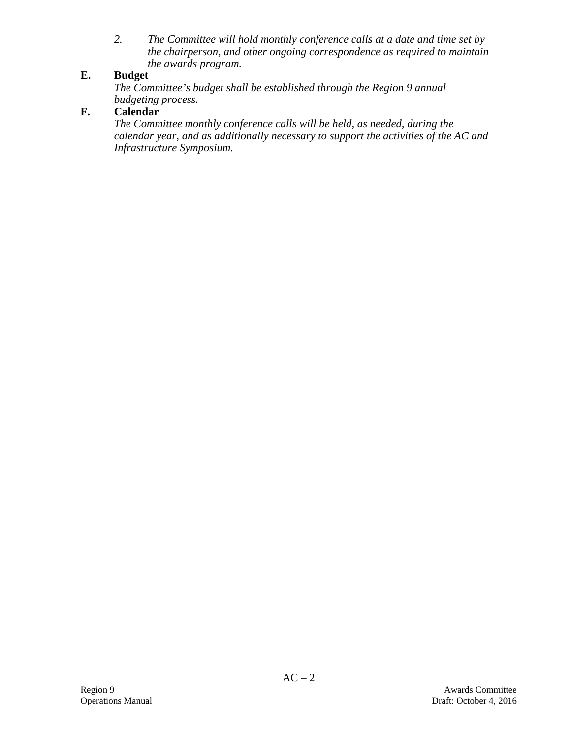2. *The Committee will hold monthly conference calls at a date and time set by the chairperson, and other ongoing correspondence as required to maintain the awards program.*

**E. Budget**

*The Committee's budget shall be established through the Region 9 annual budgeting process.*

**F. Calendar**

*The Committee monthly conference calls will be held, as needed, during the calendar year, and as additionally necessary to support the activities of the AC and Infrastructure Symposium.*